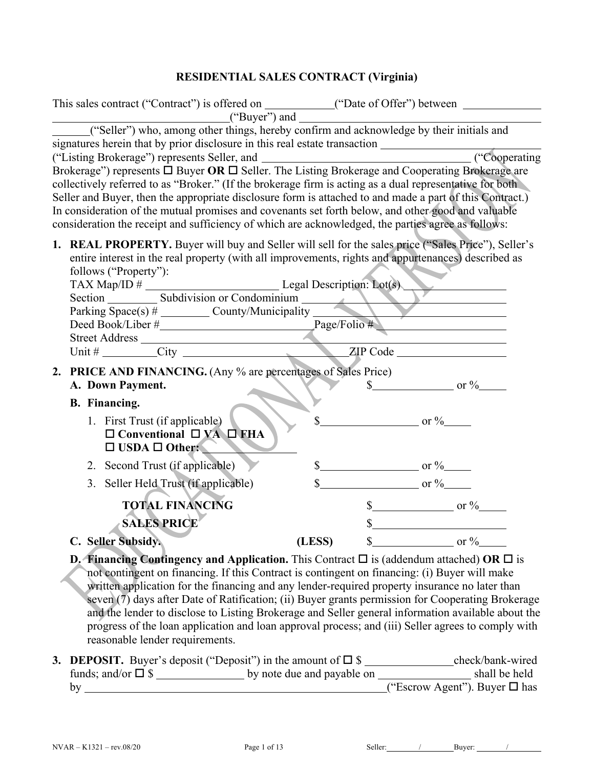# RESIDENTIAL SALES CONTRACT (Virginia)

This sales contract ("Contract") is offered on ___________("Date of Offer") between _____________ ___________________________("Buyer") and _______________________________________ ______("Seller") who, among other things, hereby confirm and acknowledge by their initials and signatures herein that by prior disclosure in this real estate transaction ___________________________ ("Listing Brokerage") represents Seller, and ___________________________________ ("Cooperating Brokerage") represents ☐ Buyer **OR** ☐ Seller. The Listing Brokerage and Cooperating Brokerage are collectively referred to as "Broker." (If the brokerage firm is acting as a dual representative for both Seller and Buyer, then the appropriate disclosure form is attached to and made a part of this Contract.) In consideration of the mutual promises and covenants set forth below, and other good and valuable consideration the receipt and sufficiency of which are acknowledged, the parties agree as follows:

1. **REAL PROPERTY.** Buyer will buy and Seller will sell for the sales price ("Sales Price"), Seller's entire interest in the real property (with all improvements, rights and appurtenances) described as follows ("Property"):
   TAX Map/ID # ______________________ Legal Description: Lot(s) ________________
   Section ________ Subdivision or Condominium ______________________________
   Parking Space(s) # ________ County/Municipality ______________________________
   Deed Book/Liber #_________________________Page/Folio # ____________________
   Street Address ______________________________________________________________
   Unit # _________City ___________________________ZIP Code __________________

2. **PRICE AND FINANCING.** (Any % are percentages of Sales Price)
   **A. Down Payment.** $______________ or %_____

   **B. Financing.**

   1. First Trust (if applicable) $_________________ or %_____
      ☐ **Conventional** ☐ **VA** ☐ **FHA**
      ☐ **USDA** ☐ **Other:** ________________
   2. Second Trust (if applicable) $_________________ or %_____
   3. Seller Held Trust (if applicable) $_________________ or %_____

   **TOTAL FINANCING** $______________ or %_____

   **SALES PRICE** $________________________

   **C. Seller Subsidy.** **(LESS)** $______________ or %_____

   **D. Financing Contingency and Application.** This Contract ☐ is (addendum attached) **OR** ☐ is not contingent on financing. If this Contract is contingent on financing: (i) Buyer will make written application for the financing and any lender-required property insurance no later than seven (7) days after Date of Ratification; (ii) Buyer grants permission for Cooperating Brokerage and the lender to disclose to Listing Brokerage and Seller general information available about the progress of the loan application and loan approval process; and (iii) Seller agrees to comply with reasonable lender requirements.

3. **DEPOSIT.** Buyer's deposit ("Deposit") in the amount of ☐ $ _______________check/bank-wired funds; and/or ☐ $ _______________ by note due and payable on _______________ shall be held by ______________________________________________________("Escrow Agent"). Buyer ☐ has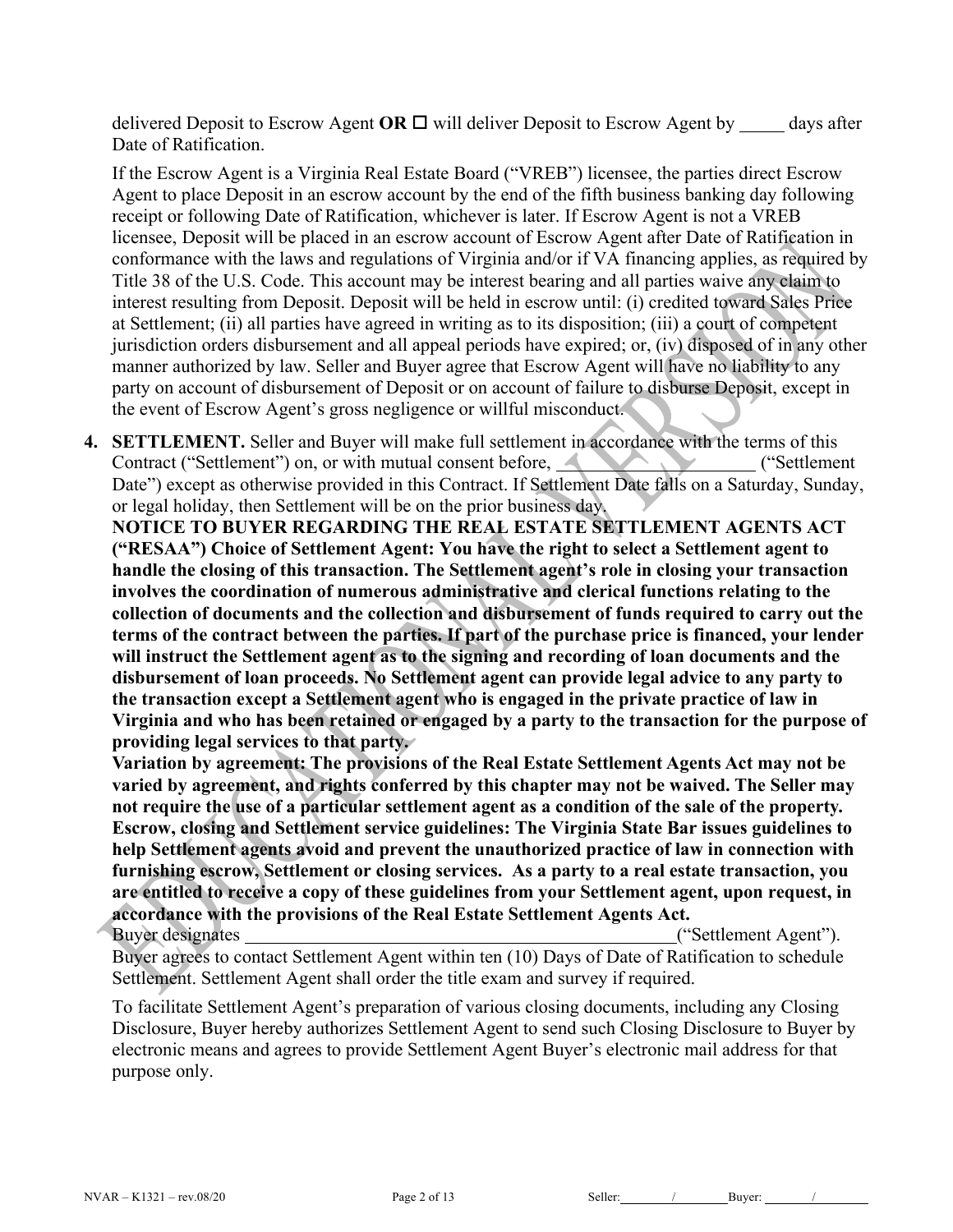delivered Deposit to Escrow Agent **OR** ☐ will deliver Deposit to Escrow Agent by _____ days after Date of Ratification.

If the Escrow Agent is a Virginia Real Estate Board ("VREB") licensee, the parties direct Escrow Agent to place Deposit in an escrow account by the end of the fifth business banking day following receipt or following Date of Ratification, whichever is later. If Escrow Agent is not a VREB licensee, Deposit will be placed in an escrow account of Escrow Agent after Date of Ratification in conformance with the laws and regulations of Virginia and/or if VA financing applies, as required by Title 38 of the U.S. Code. This account may be interest bearing and all parties waive any claim to interest resulting from Deposit. Deposit will be held in escrow until: (i) credited toward Sales Price at Settlement; (ii) all parties have agreed in writing as to its disposition; (iii) a court of competent jurisdiction orders disbursement and all appeal periods have expired; or, (iv) disposed of in any other manner authorized by law. Seller and Buyer agree that Escrow Agent will have no liability to any party on account of disbursement of Deposit or on account of failure to disburse Deposit, except in the event of Escrow Agent's gross negligence or willful misconduct.

4. **SETTLEMENT.** Seller and Buyer will make full settlement in accordance with the terms of this Contract ("Settlement") on, or with mutual consent before, ______________________ ("Settlement Date") except as otherwise provided in this Contract. If Settlement Date falls on a Saturday, Sunday, or legal holiday, then Settlement will be on the prior business day.

   **NOTICE TO BUYER REGARDING THE REAL ESTATE SETTLEMENT AGENTS ACT ("RESAA") Choice of Settlement Agent: You have the right to select a Settlement agent to handle the closing of this transaction. The Settlement agent's role in closing your transaction involves the coordination of numerous administrative and clerical functions relating to the collection of documents and the collection and disbursement of funds required to carry out the terms of the contract between the parties. If part of the purchase price is financed, your lender will instruct the Settlement agent as to the signing and recording of loan documents and the disbursement of loan proceeds. No Settlement agent can provide legal advice to any party to the transaction except a Settlement agent who is engaged in the private practice of law in Virginia and who has been retained or engaged by a party to the transaction for the purpose of providing legal services to that party.**

   **Variation by agreement: The provisions of the Real Estate Settlement Agents Act may not be varied by agreement, and rights conferred by this chapter may not be waived. The Seller may not require the use of a particular settlement agent as a condition of the sale of the property. Escrow, closing and Settlement service guidelines: The Virginia State Bar issues guidelines to help Settlement agents avoid and prevent the unauthorized practice of law in connection with furnishing escrow, Settlement or closing services. As a party to a real estate transaction, you are entitled to receive a copy of these guidelines from your Settlement agent, upon request, in accordance with the provisions of the Real Estate Settlement Agents Act.**

   Buyer designates ________________________________________________("Settlement Agent"). Buyer agrees to contact Settlement Agent within ten (10) Days of Date of Ratification to schedule Settlement. Settlement Agent shall order the title exam and survey if required.

   To facilitate Settlement Agent's preparation of various closing documents, including any Closing Disclosure, Buyer hereby authorizes Settlement Agent to send such Closing Disclosure to Buyer by electronic means and agrees to provide Settlement Agent Buyer's electronic mail address for that purpose only.

NVAR – K1321 – rev.08/20 Seller: _____/_____ Buyer: _____/_____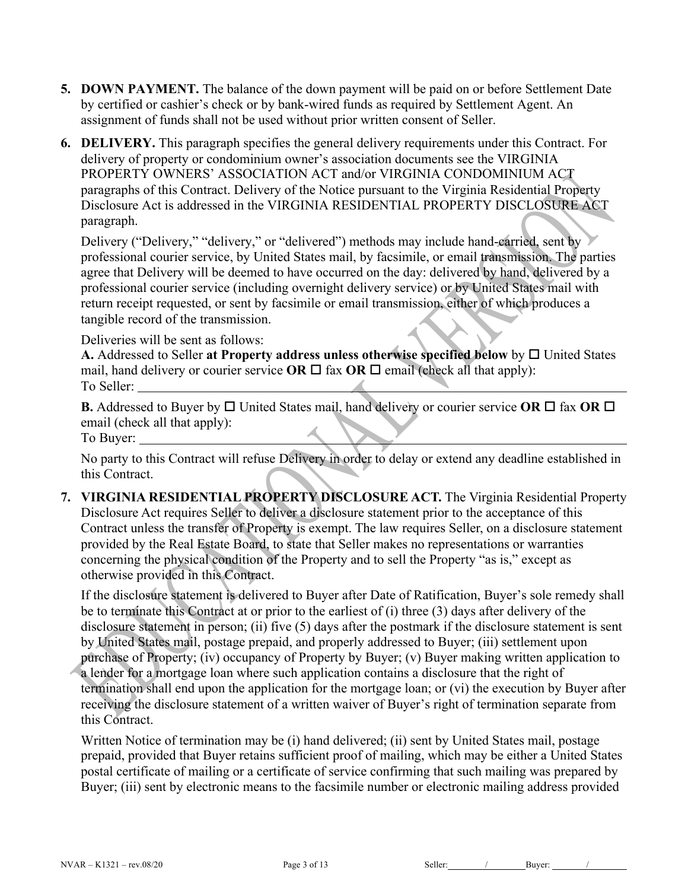5. **DOWN PAYMENT.** The balance of the down payment will be paid on or before Settlement Date by certified or cashier's check or by bank-wired funds as required by Settlement Agent. An assignment of funds shall not be used without prior written consent of Seller.

6. **DELIVERY.** This paragraph specifies the general delivery requirements under this Contract. For delivery of property or condominium owner's association documents see the VIRGINIA PROPERTY OWNERS' ASSOCIATION ACT and/or VIRGINIA CONDOMINIUM ACT paragraphs of this Contract. Delivery of the Notice pursuant to the Virginia Residential Property Disclosure Act is addressed in the VIRGINIA RESIDENTIAL PROPERTY DISCLOSURE ACT paragraph.

   Delivery ("Delivery," "delivery," or "delivered") methods may include hand-carried, sent by professional courier service, by United States mail, by facsimile, or email transmission. The parties agree that Delivery will be deemed to have occurred on the day: delivered by hand, delivered by a professional courier service (including overnight delivery service) or by United States mail with return receipt requested, or sent by facsimile or email transmission, either of which produces a tangible record of the transmission.

   Deliveries will be sent as follows:

   **A.** Addressed to Seller **at Property address unless otherwise specified below** by ☐ United States mail, hand delivery or courier service **OR** ☐ fax **OR** ☐ email (check all that apply):
   To Seller: ____________________________________________

   **B.** Addressed to Buyer by ☐ United States mail, hand delivery or courier service **OR** ☐ fax **OR** ☐ email (check all that apply):
   To Buyer: ____________________________________________

   No party to this Contract will refuse Delivery in order to delay or extend any deadline established in this Contract.

7. **VIRGINIA RESIDENTIAL PROPERTY DISCLOSURE ACT.** The Virginia Residential Property Disclosure Act requires Seller to deliver a disclosure statement prior to the acceptance of this Contract unless the transfer of Property is exempt. The law requires Seller, on a disclosure statement provided by the Real Estate Board, to state that Seller makes no representations or warranties concerning the physical condition of the Property and to sell the Property "as is," except as otherwise provided in this Contract.

   If the disclosure statement is delivered to Buyer after Date of Ratification, Buyer's sole remedy shall be to terminate this Contract at or prior to the earliest of (i) three (3) days after delivery of the disclosure statement in person; (ii) five (5) days after the postmark if the disclosure statement is sent by United States mail, postage prepaid, and properly addressed to Buyer; (iii) settlement upon purchase of Property; (iv) occupancy of Property by Buyer; (v) Buyer making written application to a lender for a mortgage loan where such application contains a disclosure that the right of termination shall end upon the application for the mortgage loan; or (vi) the execution by Buyer after receiving the disclosure statement of a written waiver of Buyer's right of termination separate from this Contract.

   Written Notice of termination may be (i) hand delivered; (ii) sent by United States mail, postage prepaid, provided that Buyer retains sufficient proof of mailing, which may be either a United States postal certificate of mailing or a certificate of service confirming that such mailing was prepared by Buyer; (iii) sent by electronic means to the facsimile number or electronic mailing address provided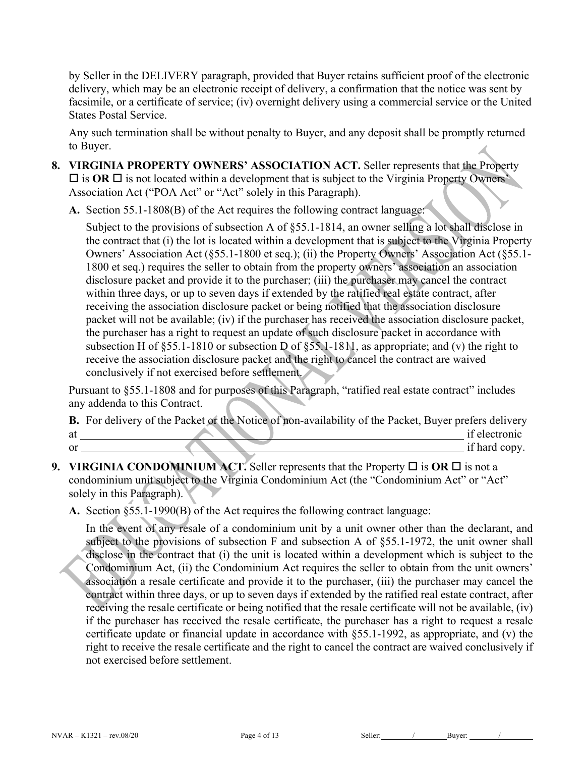by Seller in the DELIVERY paragraph, provided that Buyer retains sufficient proof of the electronic delivery, which may be an electronic receipt of delivery, a confirmation that the notice was sent by facsimile, or a certificate of service; (iv) overnight delivery using a commercial service or the United States Postal Service.

Any such termination shall be without penalty to Buyer, and any deposit shall be promptly returned to Buyer.

**8. VIRGINIA PROPERTY OWNERS' ASSOCIATION ACT.** Seller represents that the Property ☐ is **OR** ☐ is not located within a development that is subject to the Virginia Property Owners' Association Act ("POA Act" or "Act" solely in this Paragraph).

**A.** Section 55.1-1808(B) of the Act requires the following contract language:

Subject to the provisions of subsection A of §55.1-1814, an owner selling a lot shall disclose in the contract that (i) the lot is located within a development that is subject to the Virginia Property Owners' Association Act (§55.1-1800 et seq.); (ii) the Property Owners' Association Act (§55.1-1800 et seq.) requires the seller to obtain from the property owners' association an association disclosure packet and provide it to the purchaser; (iii) the purchaser may cancel the contract within three days, or up to seven days if extended by the ratified real estate contract, after receiving the association disclosure packet or being notified that the association disclosure packet will not be available; (iv) if the purchaser has received the association disclosure packet, the purchaser has a right to request an update of such disclosure packet in accordance with subsection H of §55.1-1810 or subsection D of §55.1-1811, as appropriate; and (v) the right to receive the association disclosure packet and the right to cancel the contract are waived conclusively if not exercised before settlement.

Pursuant to §55.1-1808 and for purposes of this Paragraph, "ratified real estate contract" includes any addenda to this Contract.

**B.** For delivery of the Packet or the Notice of non-availability of the Packet, Buyer prefers delivery at \_\_\_\_\_\_\_\_\_\_\_\_\_\_\_\_\_\_\_\_\_\_\_\_\_\_\_\_\_\_\_\_\_\_\_\_\_\_\_\_\_\_\_\_ if electronic or \_\_\_\_\_\_\_\_\_\_\_\_\_\_\_\_\_\_\_\_\_\_\_\_\_\_\_\_\_\_\_\_\_\_\_\_\_\_\_\_\_\_\_\_ if hard copy.

**9. VIRGINIA CONDOMINIUM ACT.** Seller represents that the Property ☐ is **OR** ☐ is not a condominium unit subject to the Virginia Condominium Act (the "Condominium Act" or "Act" solely in this Paragraph).

**A.** Section §55.1-1990(B) of the Act requires the following contract language:

In the event of any resale of a condominium unit by a unit owner other than the declarant, and subject to the provisions of subsection F and subsection A of §55.1-1972, the unit owner shall disclose in the contract that (i) the unit is located within a development which is subject to the Condominium Act, (ii) the Condominium Act requires the seller to obtain from the unit owners' association a resale certificate and provide it to the purchaser, (iii) the purchaser may cancel the contract within three days, or up to seven days if extended by the ratified real estate contract, after receiving the resale certificate or being notified that the resale certificate will not be available, (iv) if the purchaser has received the resale certificate, the purchaser has a right to request a resale certificate update or financial update in accordance with §55.1-1992, as appropriate, and (v) the right to receive the resale certificate and the right to cancel the contract are waived conclusively if not exercised before settlement.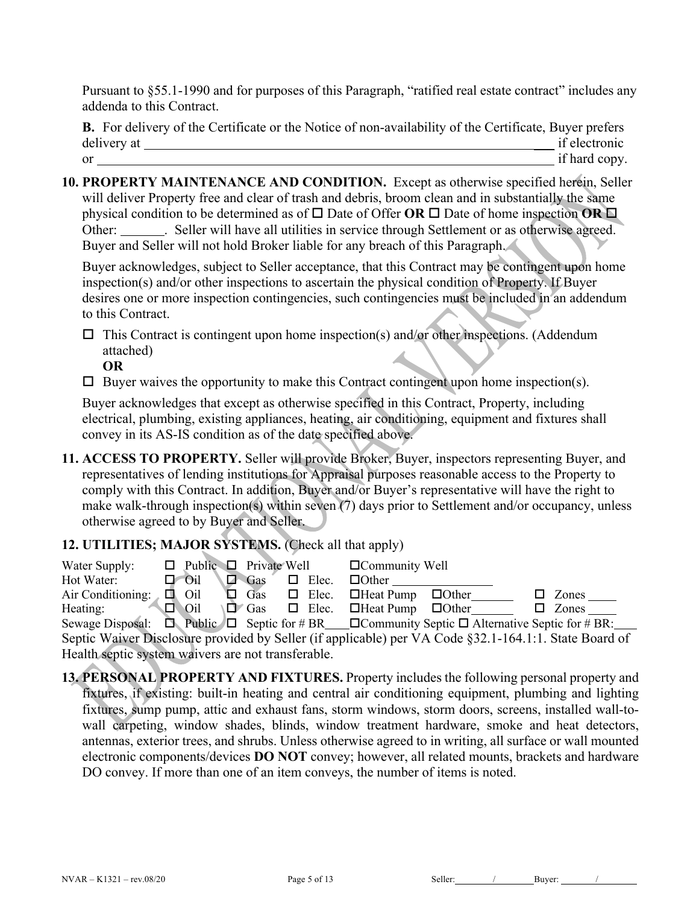Pursuant to §55.1-1990 and for purposes of this Paragraph, "ratified real estate contract" includes any addenda to this Contract.

**B.** For delivery of the Certificate or the Notice of non-availability of the Certificate, Buyer prefers delivery at ______________________________ if electronic or ______________________________ if hard copy.

**10. PROPERTY MAINTENANCE AND CONDITION.** Except as otherwise specified herein, Seller will deliver Property free and clear of trash and debris, broom clean and in substantially the same physical condition to be determined as of ☐ Date of Offer **OR** ☐ Date of home inspection **OR** ☐ Other: _______. Seller will have all utilities in service through Settlement or as otherwise agreed. Buyer and Seller will not hold Broker liable for any breach of this Paragraph.

Buyer acknowledges, subject to Seller acceptance, that this Contract may be contingent upon home inspection(s) and/or other inspections to ascertain the physical condition of Property. If Buyer desires one or more inspection contingencies, such contingencies must be included in an addendum to this Contract.

☐ This Contract is contingent upon home inspection(s) and/or other inspections. (Addendum attached)

**OR**

☐ Buyer waives the opportunity to make this Contract contingent upon home inspection(s).

Buyer acknowledges that except as otherwise specified in this Contract, Property, including electrical, plumbing, existing appliances, heating, air conditioning, equipment and fixtures shall convey in its AS-IS condition as of the date specified above.

**11. ACCESS TO PROPERTY.** Seller will provide Broker, Buyer, inspectors representing Buyer, and representatives of lending institutions for Appraisal purposes reasonable access to the Property to comply with this Contract. In addition, Buyer and/or Buyer's representative will have the right to make walk-through inspection(s) within seven (7) days prior to Settlement and/or occupancy, unless otherwise agreed to by Buyer and Seller.

**12. UTILITIES; MAJOR SYSTEMS.** (Check all that apply)

Water Supply: ☐ Public ☐ Private Well ☐Community Well

Hot Water: ☐ Oil ☐ Gas ☐ Elec. ☐Other ________

Air Conditioning: ☐ Oil ☐ Gas ☐ Elec. ☐Heat Pump ☐Other_______ ☐ Zones _____

Heating: ☐ Oil ☐ Gas ☐ Elec. ☐Heat Pump ☐Other_______ ☐ Zones _____

Sewage Disposal: ☐ Public ☐ Septic for # BR____☐Community Septic ☐ Alternative Septic for # BR:____

Septic Waiver Disclosure provided by Seller (if applicable) per VA Code §32.1-164.1:1. State Board of Health septic system waivers are not transferable.

**13. PERSONAL PROPERTY AND FIXTURES.** Property includes the following personal property and fixtures, if existing: built-in heating and central air conditioning equipment, plumbing and lighting fixtures, sump pump, attic and exhaust fans, storm windows, storm doors, screens, installed wall-to-wall carpeting, window shades, blinds, window treatment hardware, smoke and heat detectors, antennas, exterior trees, and shrubs. Unless otherwise agreed to in writing, all surface or wall mounted electronic components/devices **DO NOT** convey; however, all related mounts, brackets and hardware DO convey. If more than one of an item conveys, the number of items is noted.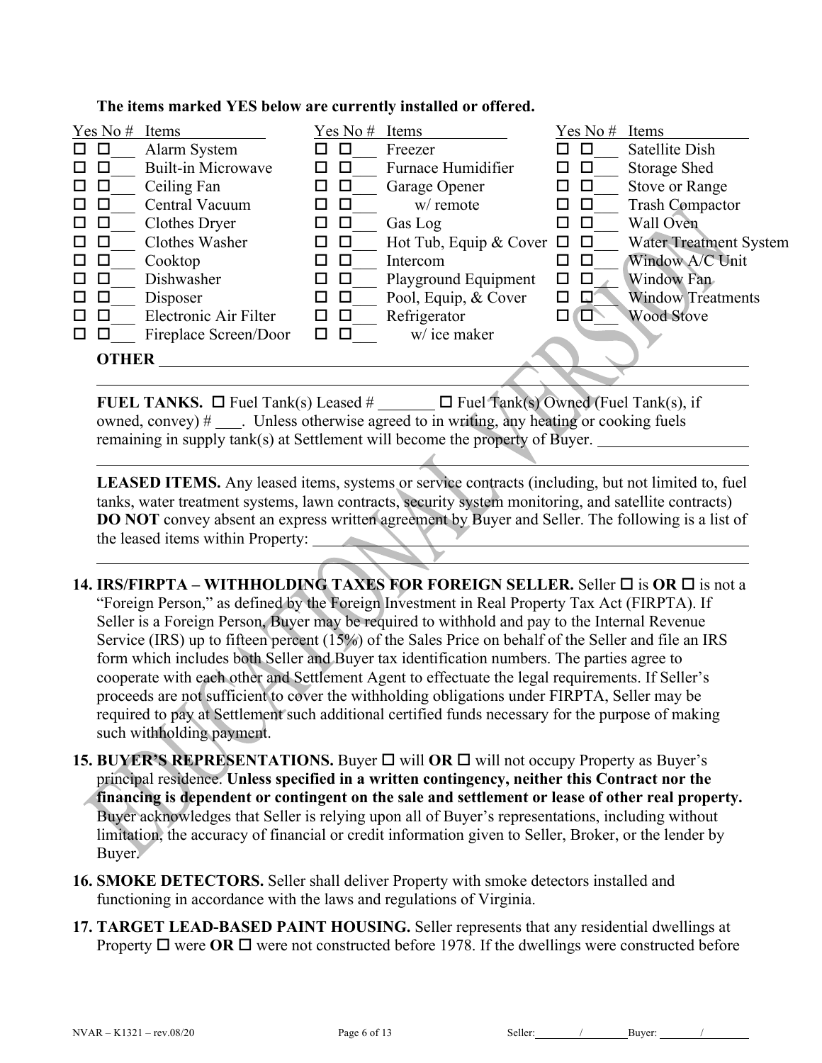**The items marked YES below are currently installed or offered.**

| Yes | No | # | Items | Yes | No | # | Items | Yes | No | # | Items |
|---|---|---|---|---|---|---|---|---|---|---|---|
| ☐ | ☐ | ___ | Alarm System | ☐ | ☐ | ___ | Freezer | ☐ | ☐ | ___ | Satellite Dish |
| ☐ | ☐ | ___ | Built-in Microwave | ☐ | ☐ | ___ | Furnace Humidifier | ☐ | ☐ | ___ | Storage Shed |
| ☐ | ☐ | ___ | Ceiling Fan | ☐ | ☐ | ___ | Garage Opener | ☐ | ☐ | ___ | Stove or Range |
| ☐ | ☐ | ___ | Central Vacuum | ☐ | ☐ | ___ | w/ remote | ☐ | ☐ | ___ | Trash Compactor |
| ☐ | ☐ | ___ | Clothes Dryer | ☐ | ☐ | ___ | Gas Log | ☐ | ☐ | ___ | Wall Oven |
| ☐ | ☐ | ___ | Clothes Washer | ☐ | ☐ | ___ | Hot Tub, Equip & Cover | ☐ | ☐ | ___ | Water Treatment System |
| ☐ | ☐ | ___ | Cooktop | ☐ | ☐ | ___ | Intercom | ☐ | ☐ | ___ | Window A/C Unit |
| ☐ | ☐ | ___ | Dishwasher | ☐ | ☐ | ___ | Playground Equipment | ☐ | ☐ | ___ | Window Fan |
| ☐ | ☐ | ___ | Disposer | ☐ | ☐ | ___ | Pool, Equip, & Cover | ☐ | ☐ | ___ | Window Treatments |
| ☐ | ☐ | ___ | Electronic Air Filter | ☐ | ☐ | ___ | Refrigerator | ☐ | ☐ | ___ | Wood Stove |
| ☐ | ☐ | ___ | Fireplace Screen/Door | ☐ | ☐ | ___ | w/ ice maker | | | | |

**OTHER** ______________________________________________________________________________

______________________________________________________________________________________

**FUEL TANKS.** ☐ Fuel Tank(s) Leased # _______ ☐ Fuel Tank(s) Owned (Fuel Tank(s), if owned, convey) # ___. Unless otherwise agreed to in writing, any heating or cooking fuels remaining in supply tank(s) at Settlement will become the property of Buyer. __________________

______________________________________________________________________________________

**LEASED ITEMS.** Any leased items, systems or service contracts (including, but not limited to, fuel tanks, water treatment systems, lawn contracts, security system monitoring, and satellite contracts) **DO NOT** convey absent an express written agreement by Buyer and Seller. The following is a list of the leased items within Property: ______________________________________________

______________________________________________________________________________________

**14. IRS/FIRPTA – WITHHOLDING TAXES FOR FOREIGN SELLER.** Seller ☐ is **OR** ☐ is not a "Foreign Person," as defined by the Foreign Investment in Real Property Tax Act (FIRPTA). If Seller is a Foreign Person, Buyer may be required to withhold and pay to the Internal Revenue Service (IRS) up to fifteen percent (15%) of the Sales Price on behalf of the Seller and file an IRS form which includes both Seller and Buyer tax identification numbers. The parties agree to cooperate with each other and Settlement Agent to effectuate the legal requirements. If Seller's proceeds are not sufficient to cover the withholding obligations under FIRPTA, Seller may be required to pay at Settlement such additional certified funds necessary for the purpose of making such withholding payment.

**15. BUYER'S REPRESENTATIONS.** Buyer ☐ will **OR** ☐ will not occupy Property as Buyer's principal residence. **Unless specified in a written contingency, neither this Contract nor the financing is dependent or contingent on the sale and settlement or lease of other real property.** Buyer acknowledges that Seller is relying upon all of Buyer's representations, including without limitation, the accuracy of financial or credit information given to Seller, Broker, or the lender by Buyer.

**16. SMOKE DETECTORS.** Seller shall deliver Property with smoke detectors installed and functioning in accordance with the laws and regulations of Virginia.

**17. TARGET LEAD-BASED PAINT HOUSING.** Seller represents that any residential dwellings at Property ☐ were **OR** ☐ were not constructed before 1978. If the dwellings were constructed before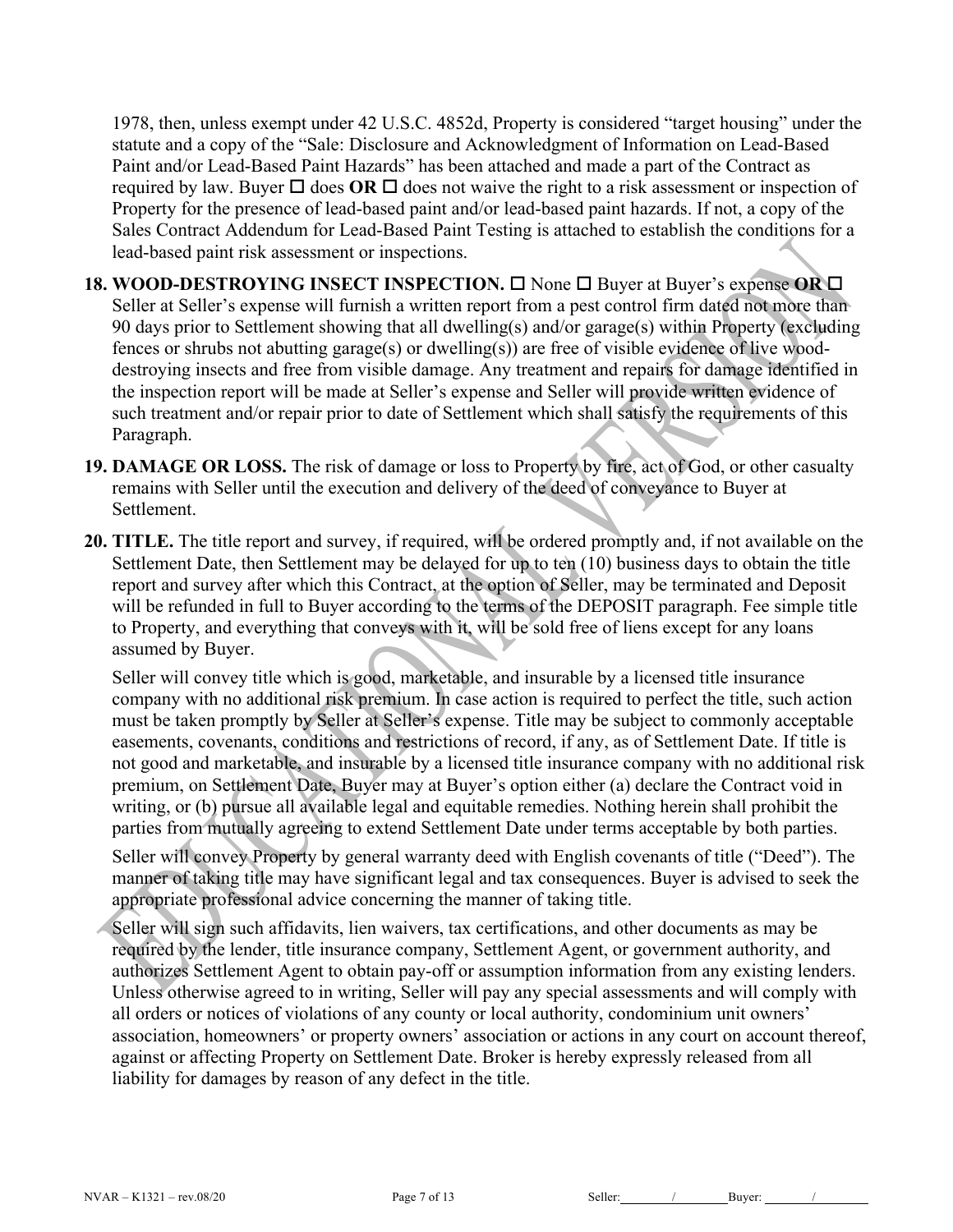1978, then, unless exempt under 42 U.S.C. 4852d, Property is considered "target housing" under the statute and a copy of the "Sale: Disclosure and Acknowledgment of Information on Lead-Based Paint and/or Lead-Based Paint Hazards" has been attached and made a part of the Contract as required by law. Buyer ☐ does **OR** ☐ does not waive the right to a risk assessment or inspection of Property for the presence of lead-based paint and/or lead-based paint hazards. If not, a copy of the Sales Contract Addendum for Lead-Based Paint Testing is attached to establish the conditions for a lead-based paint risk assessment or inspections.

**18. WOOD-DESTROYING INSECT INSPECTION.** ☐ None ☐ Buyer at Buyer's expense **OR** ☐ Seller at Seller's expense will furnish a written report from a pest control firm dated not more than 90 days prior to Settlement showing that all dwelling(s) and/or garage(s) within Property (excluding fences or shrubs not abutting garage(s) or dwelling(s)) are free of visible evidence of live wood-destroying insects and free from visible damage. Any treatment and repairs for damage identified in the inspection report will be made at Seller's expense and Seller will provide written evidence of such treatment and/or repair prior to date of Settlement which shall satisfy the requirements of this Paragraph.

**19. DAMAGE OR LOSS.** The risk of damage or loss to Property by fire, act of God, or other casualty remains with Seller until the execution and delivery of the deed of conveyance to Buyer at Settlement.

**20. TITLE.** The title report and survey, if required, will be ordered promptly and, if not available on the Settlement Date, then Settlement may be delayed for up to ten (10) business days to obtain the title report and survey after which this Contract, at the option of Seller, may be terminated and Deposit will be refunded in full to Buyer according to the terms of the DEPOSIT paragraph. Fee simple title to Property, and everything that conveys with it, will be sold free of liens except for any loans assumed by Buyer.

Seller will convey title which is good, marketable, and insurable by a licensed title insurance company with no additional risk premium. In case action is required to perfect the title, such action must be taken promptly by Seller at Seller's expense. Title may be subject to commonly acceptable easements, covenants, conditions and restrictions of record, if any, as of Settlement Date. If title is not good and marketable, and insurable by a licensed title insurance company with no additional risk premium, on Settlement Date, Buyer may at Buyer's option either (a) declare the Contract void in writing, or (b) pursue all available legal and equitable remedies. Nothing herein shall prohibit the parties from mutually agreeing to extend Settlement Date under terms acceptable by both parties.

Seller will convey Property by general warranty deed with English covenants of title ("Deed"). The manner of taking title may have significant legal and tax consequences. Buyer is advised to seek the appropriate professional advice concerning the manner of taking title.

Seller will sign such affidavits, lien waivers, tax certifications, and other documents as may be required by the lender, title insurance company, Settlement Agent, or government authority, and authorizes Settlement Agent to obtain pay-off or assumption information from any existing lenders. Unless otherwise agreed to in writing, Seller will pay any special assessments and will comply with all orders or notices of violations of any county or local authority, condominium unit owners' association, homeowners' or property owners' association or actions in any court on account thereof, against or affecting Property on Settlement Date. Broker is hereby expressly released from all liability for damages by reason of any defect in the title.

NVAR – K1321 – rev.08/20 Seller: ______/______ Buyer: ______/______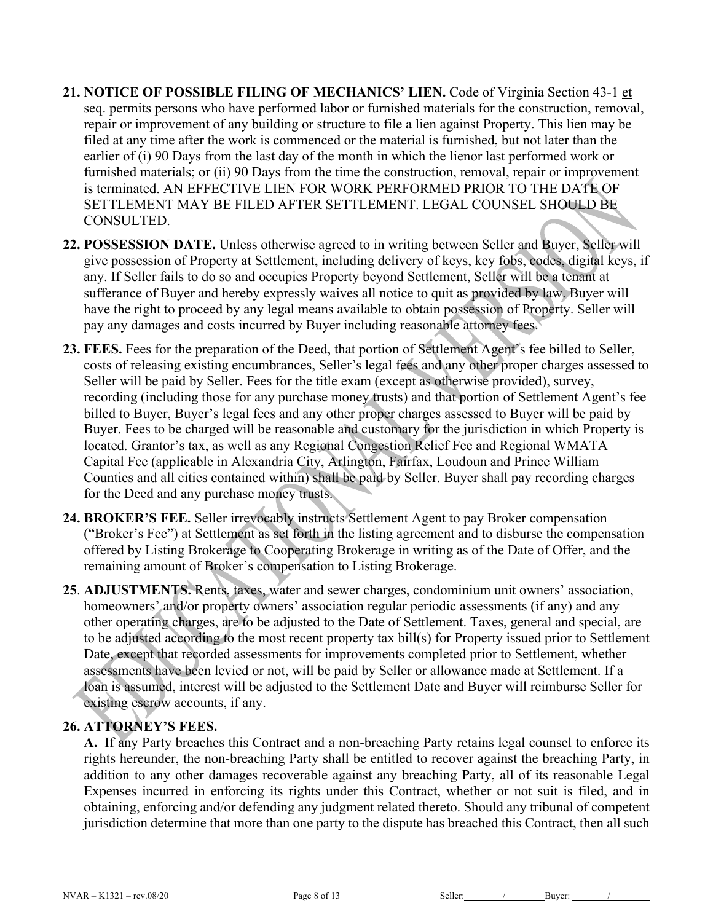**21. NOTICE OF POSSIBLE FILING OF MECHANICS' LIEN.** Code of Virginia Section 43-1 et seq. permits persons who have performed labor or furnished materials for the construction, removal, repair or improvement of any building or structure to file a lien against Property. This lien may be filed at any time after the work is commenced or the material is furnished, but not later than the earlier of (i) 90 Days from the last day of the month in which the lienor last performed work or furnished materials; or (ii) 90 Days from the time the construction, removal, repair or improvement is terminated. AN EFFECTIVE LIEN FOR WORK PERFORMED PRIOR TO THE DATE OF SETTLEMENT MAY BE FILED AFTER SETTLEMENT. LEGAL COUNSEL SHOULD BE CONSULTED.

**22. POSSESSION DATE.** Unless otherwise agreed to in writing between Seller and Buyer, Seller will give possession of Property at Settlement, including delivery of keys, key fobs, codes, digital keys, if any. If Seller fails to do so and occupies Property beyond Settlement, Seller will be a tenant at sufferance of Buyer and hereby expressly waives all notice to quit as provided by law. Buyer will have the right to proceed by any legal means available to obtain possession of Property. Seller will pay any damages and costs incurred by Buyer including reasonable attorney fees.

**23. FEES.** Fees for the preparation of the Deed, that portion of Settlement Agent's fee billed to Seller, costs of releasing existing encumbrances, Seller's legal fees and any other proper charges assessed to Seller will be paid by Seller. Fees for the title exam (except as otherwise provided), survey, recording (including those for any purchase money trusts) and that portion of Settlement Agent's fee billed to Buyer, Buyer's legal fees and any other proper charges assessed to Buyer will be paid by Buyer. Fees to be charged will be reasonable and customary for the jurisdiction in which Property is located. Grantor's tax, as well as any Regional Congestion Relief Fee and Regional WMATA Capital Fee (applicable in Alexandria City, Arlington, Fairfax, Loudoun and Prince William Counties and all cities contained within) shall be paid by Seller. Buyer shall pay recording charges for the Deed and any purchase money trusts.

**24. BROKER'S FEE.** Seller irrevocably instructs Settlement Agent to pay Broker compensation ("Broker's Fee") at Settlement as set forth in the listing agreement and to disburse the compensation offered by Listing Brokerage to Cooperating Brokerage in writing as of the Date of Offer, and the remaining amount of Broker's compensation to Listing Brokerage.

**25. ADJUSTMENTS.** Rents, taxes, water and sewer charges, condominium unit owners' association, homeowners' and/or property owners' association regular periodic assessments (if any) and any other operating charges, are to be adjusted to the Date of Settlement. Taxes, general and special, are to be adjusted according to the most recent property tax bill(s) for Property issued prior to Settlement Date, except that recorded assessments for improvements completed prior to Settlement, whether assessments have been levied or not, will be paid by Seller or allowance made at Settlement. If a loan is assumed, interest will be adjusted to the Settlement Date and Buyer will reimburse Seller for existing escrow accounts, if any.

**26. ATTORNEY'S FEES.**

**A.** If any Party breaches this Contract and a non-breaching Party retains legal counsel to enforce its rights hereunder, the non-breaching Party shall be entitled to recover against the breaching Party, in addition to any other damages recoverable against any breaching Party, all of its reasonable Legal Expenses incurred in enforcing its rights under this Contract, whether or not suit is filed, and in obtaining, enforcing and/or defending any judgment related thereto. Should any tribunal of competent jurisdiction determine that more than one party to the dispute has breached this Contract, then all such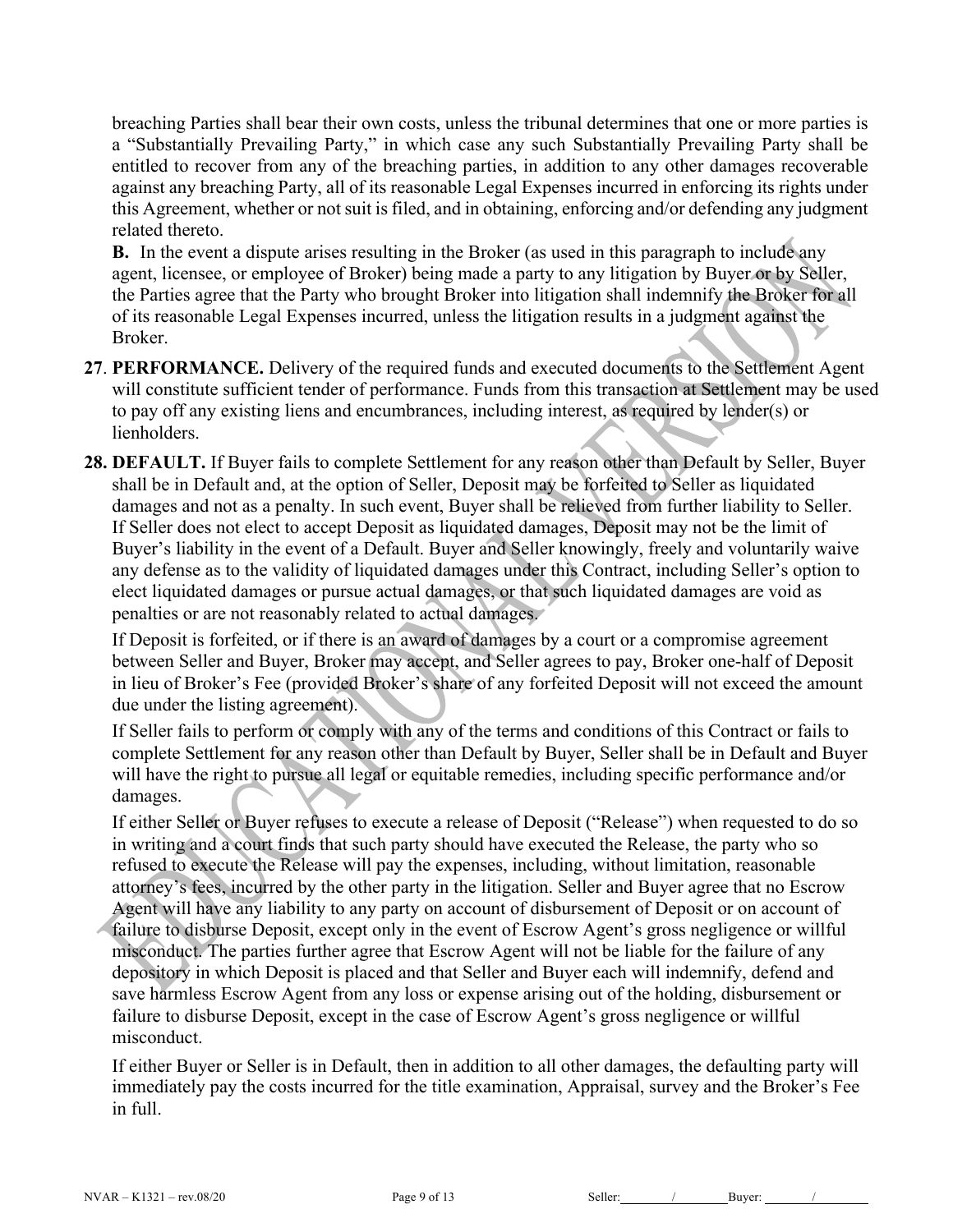breaching Parties shall bear their own costs, unless the tribunal determines that one or more parties is a "Substantially Prevailing Party," in which case any such Substantially Prevailing Party shall be entitled to recover from any of the breaching parties, in addition to any other damages recoverable against any breaching Party, all of its reasonable Legal Expenses incurred in enforcing its rights under this Agreement, whether or not suit is filed, and in obtaining, enforcing and/or defending any judgment related thereto.

**B.** In the event a dispute arises resulting in the Broker (as used in this paragraph to include any agent, licensee, or employee of Broker) being made a party to any litigation by Buyer or by Seller, the Parties agree that the Party who brought Broker into litigation shall indemnify the Broker for all of its reasonable Legal Expenses incurred, unless the litigation results in a judgment against the Broker.

**27**. **PERFORMANCE.** Delivery of the required funds and executed documents to the Settlement Agent will constitute sufficient tender of performance. Funds from this transaction at Settlement may be used to pay off any existing liens and encumbrances, including interest, as required by lender(s) or lienholders.

**28. DEFAULT.** If Buyer fails to complete Settlement for any reason other than Default by Seller, Buyer shall be in Default and, at the option of Seller, Deposit may be forfeited to Seller as liquidated damages and not as a penalty. In such event, Buyer shall be relieved from further liability to Seller. If Seller does not elect to accept Deposit as liquidated damages, Deposit may not be the limit of Buyer's liability in the event of a Default. Buyer and Seller knowingly, freely and voluntarily waive any defense as to the validity of liquidated damages under this Contract, including Seller's option to elect liquidated damages or pursue actual damages, or that such liquidated damages are void as penalties or are not reasonably related to actual damages.

If Deposit is forfeited, or if there is an award of damages by a court or a compromise agreement between Seller and Buyer, Broker may accept, and Seller agrees to pay, Broker one-half of Deposit in lieu of Broker's Fee (provided Broker's share of any forfeited Deposit will not exceed the amount due under the listing agreement).

If Seller fails to perform or comply with any of the terms and conditions of this Contract or fails to complete Settlement for any reason other than Default by Buyer, Seller shall be in Default and Buyer will have the right to pursue all legal or equitable remedies, including specific performance and/or damages.

If either Seller or Buyer refuses to execute a release of Deposit ("Release") when requested to do so in writing and a court finds that such party should have executed the Release, the party who so refused to execute the Release will pay the expenses, including, without limitation, reasonable attorney's fees, incurred by the other party in the litigation. Seller and Buyer agree that no Escrow Agent will have any liability to any party on account of disbursement of Deposit or on account of failure to disburse Deposit, except only in the event of Escrow Agent's gross negligence or willful misconduct. The parties further agree that Escrow Agent will not be liable for the failure of any depository in which Deposit is placed and that Seller and Buyer each will indemnify, defend and save harmless Escrow Agent from any loss or expense arising out of the holding, disbursement or failure to disburse Deposit, except in the case of Escrow Agent's gross negligence or willful misconduct.

If either Buyer or Seller is in Default, then in addition to all other damages, the defaulting party will immediately pay the costs incurred for the title examination, Appraisal, survey and the Broker's Fee in full.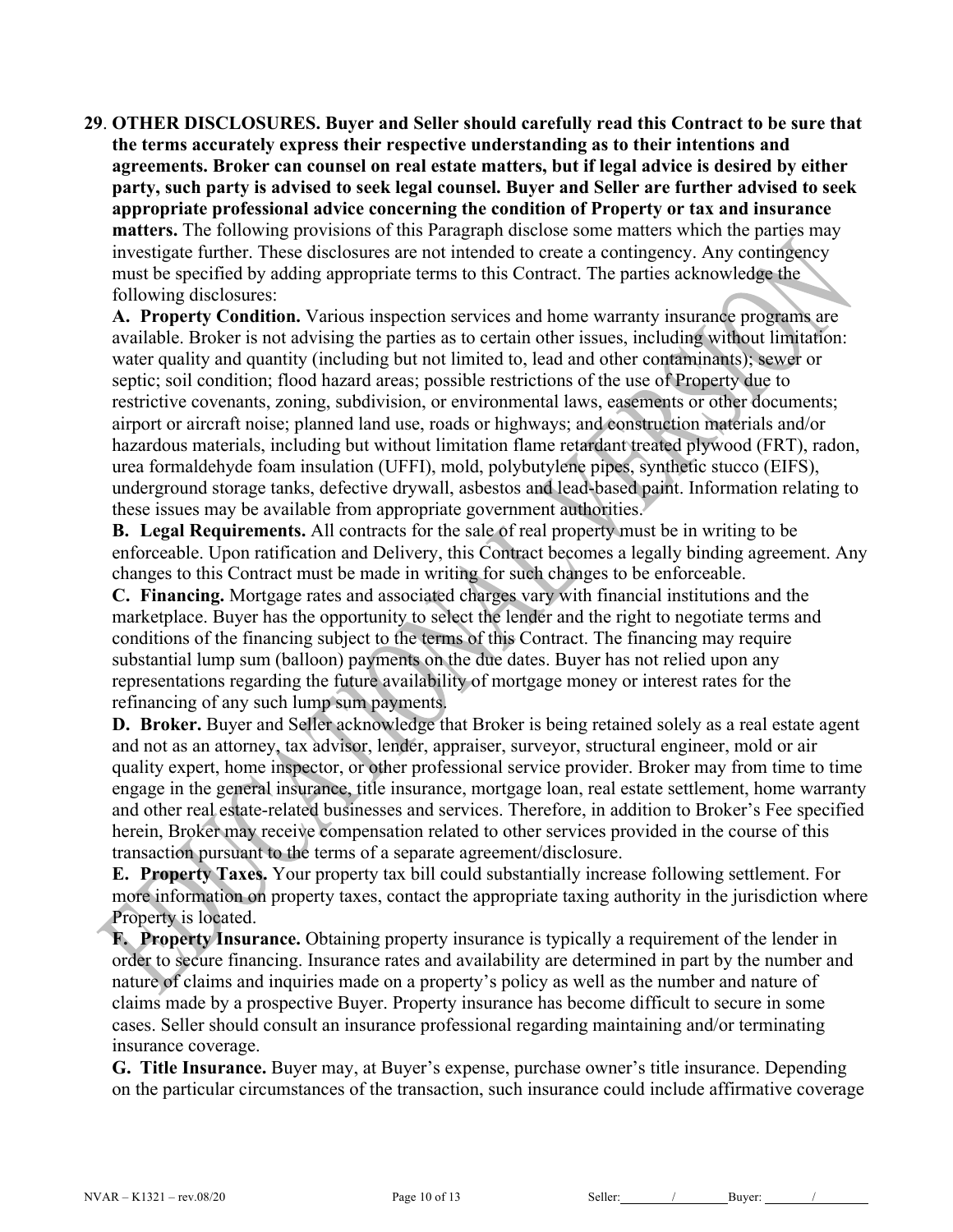**29**. **OTHER DISCLOSURES. Buyer and Seller should carefully read this Contract to be sure that the terms accurately express their respective understanding as to their intentions and agreements. Broker can counsel on real estate matters, but if legal advice is desired by either party, such party is advised to seek legal counsel. Buyer and Seller are further advised to seek appropriate professional advice concerning the condition of Property or tax and insurance matters.** The following provisions of this Paragraph disclose some matters which the parties may investigate further. These disclosures are not intended to create a contingency. Any contingency must be specified by adding appropriate terms to this Contract. The parties acknowledge the following disclosures:

**A. Property Condition.** Various inspection services and home warranty insurance programs are available. Broker is not advising the parties as to certain other issues, including without limitation: water quality and quantity (including but not limited to, lead and other contaminants); sewer or septic; soil condition; flood hazard areas; possible restrictions of the use of Property due to restrictive covenants, zoning, subdivision, or environmental laws, easements or other documents; airport or aircraft noise; planned land use, roads or highways; and construction materials and/or hazardous materials, including but without limitation flame retardant treated plywood (FRT), radon, urea formaldehyde foam insulation (UFFI), mold, polybutylene pipes, synthetic stucco (EIFS), underground storage tanks, defective drywall, asbestos and lead-based paint. Information relating to these issues may be available from appropriate government authorities.

**B. Legal Requirements.** All contracts for the sale of real property must be in writing to be enforceable. Upon ratification and Delivery, this Contract becomes a legally binding agreement. Any changes to this Contract must be made in writing for such changes to be enforceable.

**C. Financing.** Mortgage rates and associated charges vary with financial institutions and the marketplace. Buyer has the opportunity to select the lender and the right to negotiate terms and conditions of the financing subject to the terms of this Contract. The financing may require substantial lump sum (balloon) payments on the due dates. Buyer has not relied upon any representations regarding the future availability of mortgage money or interest rates for the refinancing of any such lump sum payments.

**D. Broker.** Buyer and Seller acknowledge that Broker is being retained solely as a real estate agent and not as an attorney, tax advisor, lender, appraiser, surveyor, structural engineer, mold or air quality expert, home inspector, or other professional service provider. Broker may from time to time engage in the general insurance, title insurance, mortgage loan, real estate settlement, home warranty and other real estate-related businesses and services. Therefore, in addition to Broker's Fee specified herein, Broker may receive compensation related to other services provided in the course of this transaction pursuant to the terms of a separate agreement/disclosure.

**E. Property Taxes.** Your property tax bill could substantially increase following settlement. For more information on property taxes, contact the appropriate taxing authority in the jurisdiction where Property is located.

**F. Property Insurance.** Obtaining property insurance is typically a requirement of the lender in order to secure financing. Insurance rates and availability are determined in part by the number and nature of claims and inquiries made on a property's policy as well as the number and nature of claims made by a prospective Buyer. Property insurance has become difficult to secure in some cases. Seller should consult an insurance professional regarding maintaining and/or terminating insurance coverage.

**G. Title Insurance.** Buyer may, at Buyer's expense, purchase owner's title insurance. Depending on the particular circumstances of the transaction, such insurance could include affirmative coverage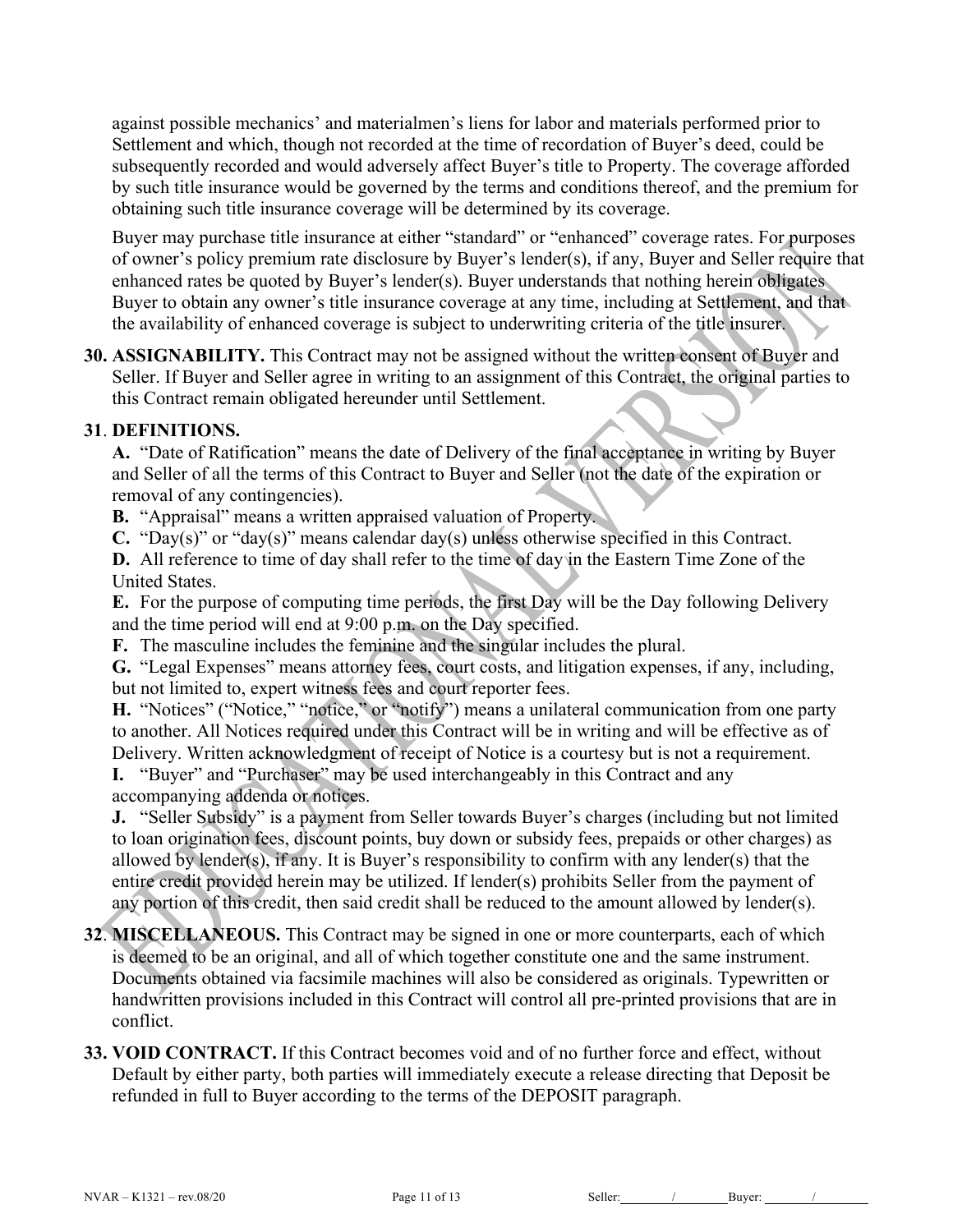against possible mechanics' and materialmen's liens for labor and materials performed prior to Settlement and which, though not recorded at the time of recordation of Buyer's deed, could be subsequently recorded and would adversely affect Buyer's title to Property. The coverage afforded by such title insurance would be governed by the terms and conditions thereof, and the premium for obtaining such title insurance coverage will be determined by its coverage.

Buyer may purchase title insurance at either "standard" or "enhanced" coverage rates. For purposes of owner's policy premium rate disclosure by Buyer's lender(s), if any, Buyer and Seller require that enhanced rates be quoted by Buyer's lender(s). Buyer understands that nothing herein obligates Buyer to obtain any owner's title insurance coverage at any time, including at Settlement, and that the availability of enhanced coverage is subject to underwriting criteria of the title insurer.

**30. ASSIGNABILITY.** This Contract may not be assigned without the written consent of Buyer and Seller. If Buyer and Seller agree in writing to an assignment of this Contract, the original parties to this Contract remain obligated hereunder until Settlement.

**31. DEFINITIONS.**

**A.** "Date of Ratification" means the date of Delivery of the final acceptance in writing by Buyer and Seller of all the terms of this Contract to Buyer and Seller (not the date of the expiration or removal of any contingencies).

**B.** "Appraisal" means a written appraised valuation of Property.

**C.** "Day(s)" or "day(s)" means calendar day(s) unless otherwise specified in this Contract.

**D.** All reference to time of day shall refer to the time of day in the Eastern Time Zone of the United States.

**E.** For the purpose of computing time periods, the first Day will be the Day following Delivery and the time period will end at 9:00 p.m. on the Day specified.

**F.** The masculine includes the feminine and the singular includes the plural.

**G.** "Legal Expenses" means attorney fees, court costs, and litigation expenses, if any, including, but not limited to, expert witness fees and court reporter fees.

**H.** "Notices" ("Notice," "notice," or "notify") means a unilateral communication from one party to another. All Notices required under this Contract will be in writing and will be effective as of Delivery. Written acknowledgment of receipt of Notice is a courtesy but is not a requirement.

**I.** "Buyer" and "Purchaser" may be used interchangeably in this Contract and any accompanying addenda or notices.

**J.** "Seller Subsidy" is a payment from Seller towards Buyer's charges (including but not limited to loan origination fees, discount points, buy down or subsidy fees, prepaids or other charges) as allowed by lender(s), if any. It is Buyer's responsibility to confirm with any lender(s) that the entire credit provided herein may be utilized. If lender(s) prohibits Seller from the payment of any portion of this credit, then said credit shall be reduced to the amount allowed by lender(s).

**32. MISCELLANEOUS.** This Contract may be signed in one or more counterparts, each of which is deemed to be an original, and all of which together constitute one and the same instrument. Documents obtained via facsimile machines will also be considered as originals. Typewritten or handwritten provisions included in this Contract will control all pre-printed provisions that are in conflict.

**33. VOID CONTRACT.** If this Contract becomes void and of no further force and effect, without Default by either party, both parties will immediately execute a release directing that Deposit be refunded in full to Buyer according to the terms of the DEPOSIT paragraph.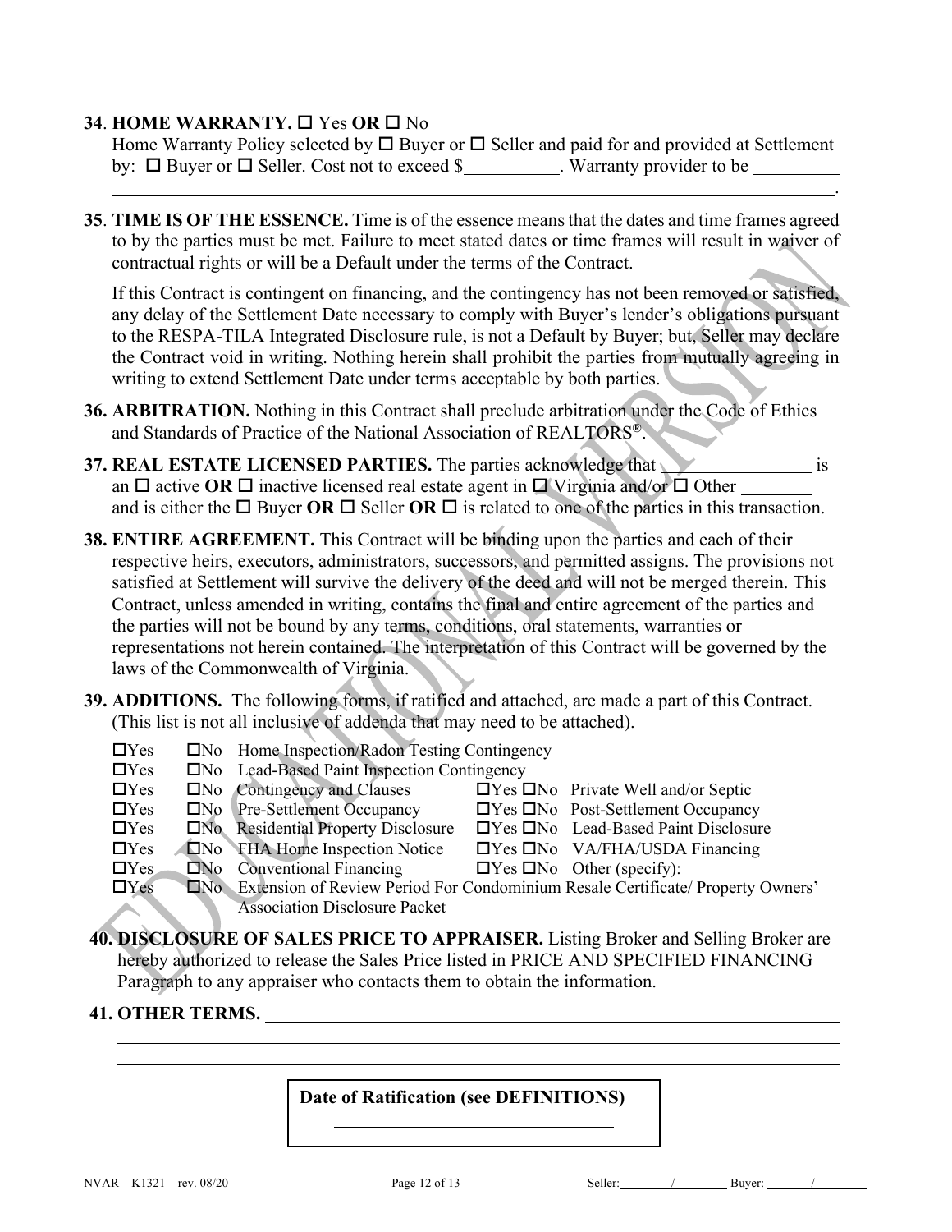**34**. **HOME WARRANTY.** ☐ Yes **OR** ☐ No

Home Warranty Policy selected by ☐ Buyer or ☐ Seller and paid for and provided at Settlement by: ☐ Buyer or ☐ Seller. Cost not to exceed $\_\_\_\_\_\_\_\_\_\_. Warranty provider to be \_\_\_\_\_\_\_\_\_\_\_\_\_\_\_\_\_\_\_\_\_\_\_\_\_\_\_\_\_\_\_\_\_\_\_\_\_\_\_\_\_\_\_\_\_\_\_\_\_\_\_\_\_\_\_\_\_\_\_\_\_\_\_\_\_\_\_\_\_\_\_\_\_\_\_\_\_\_\_\_\_\_\_\_\_\_\_\_\_\_.

**35**. **TIME IS OF THE ESSENCE.** Time is of the essence means that the dates and time frames agreed to by the parties must be met. Failure to meet stated dates or time frames will result in waiver of contractual rights or will be a Default under the terms of the Contract.

If this Contract is contingent on financing, and the contingency has not been removed or satisfied, any delay of the Settlement Date necessary to comply with Buyer's lender's obligations pursuant to the RESPA-TILA Integrated Disclosure rule, is not a Default by Buyer; but, Seller may declare the Contract void in writing. Nothing herein shall prohibit the parties from mutually agreeing in writing to extend Settlement Date under terms acceptable by both parties.

**36. ARBITRATION.** Nothing in this Contract shall preclude arbitration under the Code of Ethics and Standards of Practice of the National Association of REALTORS®.

**37. REAL ESTATE LICENSED PARTIES.** The parties acknowledge that \_\_\_\_\_\_\_\_\_\_\_\_\_\_\_\_ is an ☐ active **OR** ☐ inactive licensed real estate agent in ☐ Virginia and/or ☐ Other \_\_\_\_\_\_\_\_ and is either the ☐ Buyer **OR** ☐ Seller **OR** ☐ is related to one of the parties in this transaction.

**38. ENTIRE AGREEMENT.** This Contract will be binding upon the parties and each of their respective heirs, executors, administrators, successors, and permitted assigns. The provisions not satisfied at Settlement will survive the delivery of the deed and will not be merged therein. This Contract, unless amended in writing, contains the final and entire agreement of the parties and the parties will not be bound by any terms, conditions, oral statements, warranties or representations not herein contained. The interpretation of this Contract will be governed by the laws of the Commonwealth of Virginia.

**39. ADDITIONS.** The following forms, if ratified and attached, are made a part of this Contract. (This list is not all inclusive of addenda that may need to be attached).

- ☐Yes ☐No Home Inspection/Radon Testing Contingency
- ☐Yes ☐No Lead-Based Paint Inspection Contingency
- ☐Yes ☐No Contingency and Clauses
- ☐Yes ☐No Private Well and/or Septic
- ☐Yes ☐No Pre-Settlement Occupancy
- ☐Yes ☐No Post-Settlement Occupancy
- ☐Yes ☐No Residential Property Disclosure
- ☐Yes ☐No Lead-Based Paint Disclosure
- ☐Yes ☐No FHA Home Inspection Notice
- ☐Yes ☐No VA/FHA/USDA Financing
- ☐Yes ☐No Conventional Financing
- ☐Yes ☐No Other (specify): \_\_\_\_\_\_\_\_\_\_\_\_\_\_\_
- ☐Yes ☐No Extension of Review Period For Condominium Resale Certificate/ Property Owners' Association Disclosure Packet

**40. DISCLOSURE OF SALES PRICE TO APPRAISER.** Listing Broker and Selling Broker are hereby authorized to release the Sales Price listed in PRICE AND SPECIFIED FINANCING Paragraph to any appraiser who contacts them to obtain the information.

**41. OTHER TERMS.** \_\_\_\_\_\_\_\_\_\_\_\_\_\_\_\_\_\_\_\_\_\_\_\_\_\_\_\_\_\_\_\_\_\_\_\_\_\_\_\_\_\_\_\_\_\_\_\_\_\_\_\_\_\_\_\_\_\_\_\_\_\_\_\_\_\_\_\_

\_\_\_\_\_\_\_\_\_\_\_\_\_\_\_\_\_\_\_\_\_\_\_\_\_\_\_\_\_\_\_\_\_\_\_\_\_\_\_\_\_\_\_\_\_\_\_\_\_\_\_\_\_\_\_\_\_\_\_\_\_\_\_\_\_\_\_\_\_\_\_\_\_\_\_\_\_\_\_\_\_\_

\_\_\_\_\_\_\_\_\_\_\_\_\_\_\_\_\_\_\_\_\_\_\_\_\_\_\_\_\_\_\_\_\_\_\_\_\_\_\_\_\_\_\_\_\_\_\_\_\_\_\_\_\_\_\_\_\_\_\_\_\_\_\_\_\_\_\_\_\_\_\_\_\_\_\_\_\_\_\_\_\_\_

| **Date of Ratification (see DEFINITIONS)** |
|---|
| \_\_\_\_\_\_\_\_\_\_\_\_\_\_\_\_\_\_\_\_\_\_\_\_\_\_\_\_\_\_\_\_ |

NVAR – K1321 – rev. 08/20 &nbsp;&nbsp;&nbsp; Seller: \_\_\_\_\_\_\_\_/\_\_\_\_\_\_\_\_ Buyer: \_\_\_\_\_\_\_/\_\_\_\_\_\_\_\_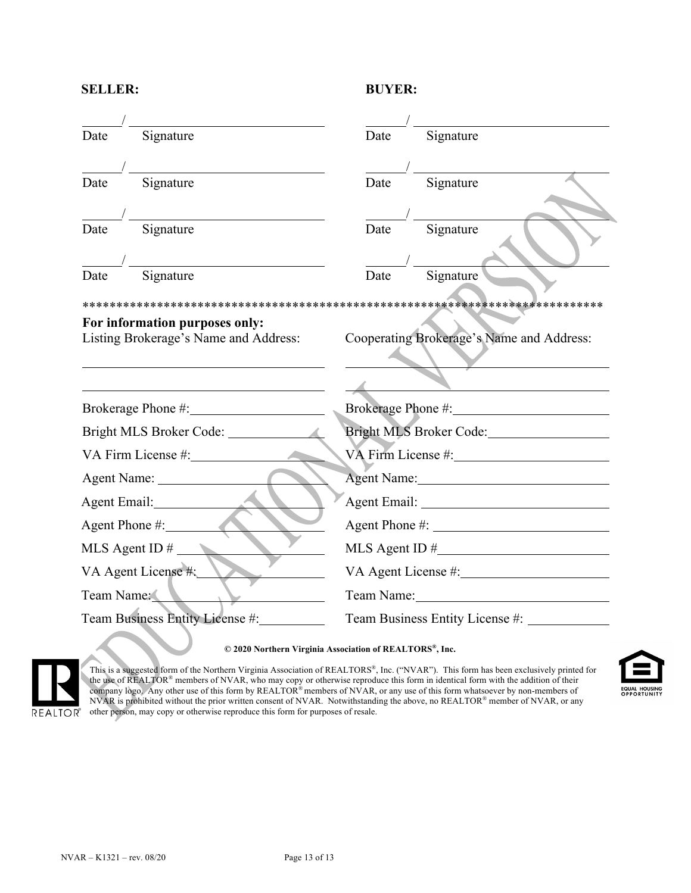| **SELLER:** | **BUYER:** |
|---|---|
| ______/ ______________________ Date Signature | ______/ ______________________ Date Signature |
| ______/ ______________________ Date Signature | ______/ ______________________ Date Signature |
| ______/ ______________________ Date Signature | ______/ ______________________ Date Signature |
| ______/ ______________________ Date Signature | ______/ ______________________ Date Signature |

******************************************************************************

**For information purposes only:**

| Listing Brokerage's Name and Address: | Cooperating Brokerage's Name and Address: |
|---|---|
| ______________________ | ______________________ |
| ______________________ | ______________________ |
| Brokerage Phone #: ____________ | Brokerage Phone #: ____________ |
| Bright MLS Broker Code: ____________ | Bright MLS Broker Code: ____________ |
| VA Firm License #: ____________ | VA Firm License #: ____________ |
| Agent Name: ____________ | Agent Name: ____________ |
| Agent Email: ____________ | Agent Email: ____________ |
| Agent Phone #: ____________ | Agent Phone #: ____________ |
| MLS Agent ID # ____________ | MLS Agent ID # ____________ |
| VA Agent License #: ____________ | VA Agent License #: ____________ |
| Team Name: ____________ | Team Name: ____________ |
| Team Business Entity License #: ____________ | Team Business Entity License #: ____________ |

**© 2020 Northern Virginia Association of REALTORS®, Inc.**

This is a suggested form of the Northern Virginia Association of REALTORS®, Inc. ("NVAR"). This form has been exclusively printed for the use of REALTOR® members of NVAR, who may copy or otherwise reproduce this form in identical form with the addition of their company logo. Any other use of this form by REALTOR® members of NVAR, or any use of this form whatsoever by non-members of NVAR is prohibited without the prior written consent of NVAR. Notwithstanding the above, no REALTOR® member of NVAR, or any other person, may copy or otherwise reproduce this form for purposes of resale.

NVAR – K1321 – rev. 08/20